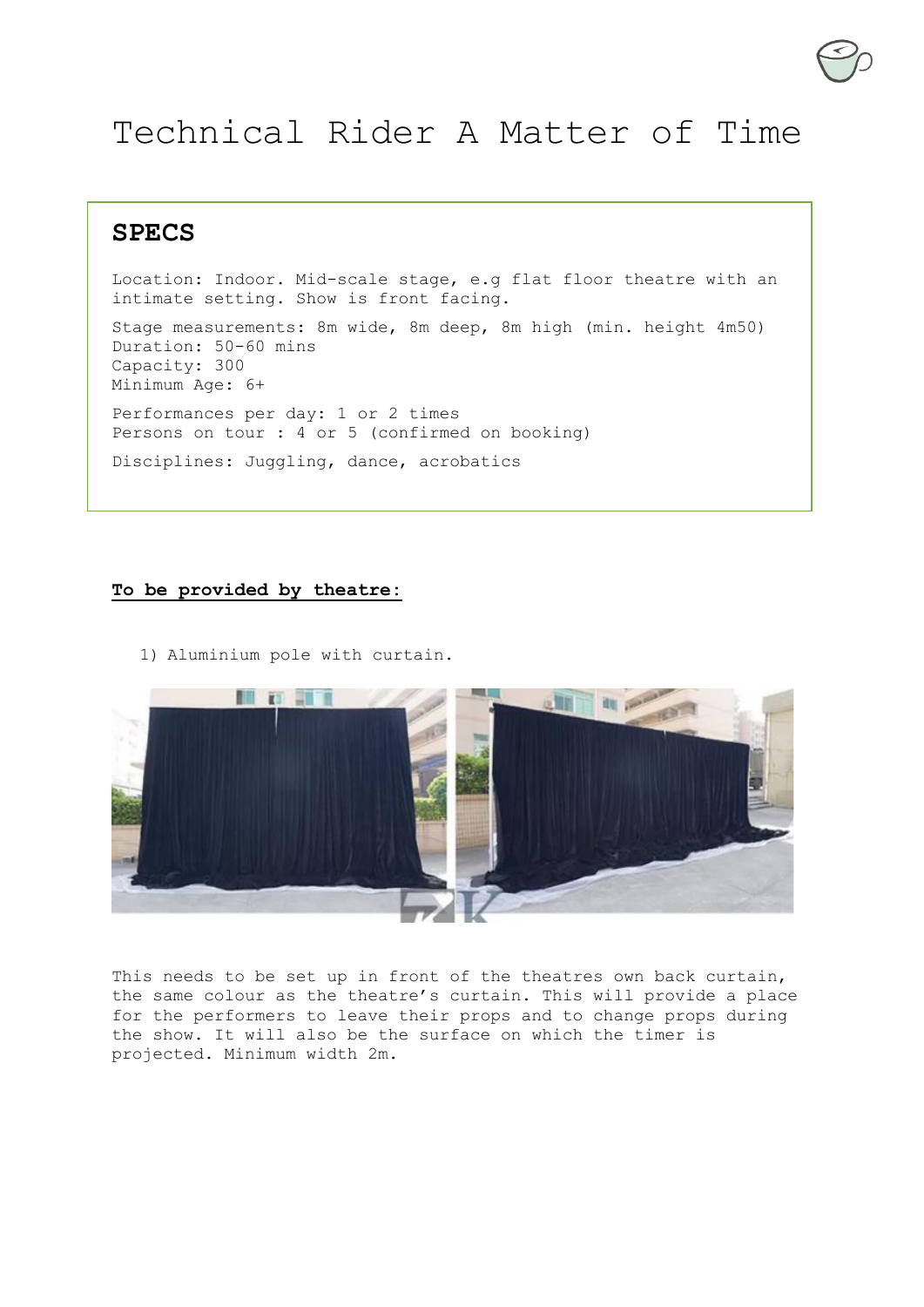# Technical Rider A Matter of Time

## SPECS

Location: Indoor. Mid-scale stage, e.g flat floor theatre with an intimate setting. Show is front facing.

Stage measurements: 8m wide, 8m deep, 8m high (min. height 4m50)
Duration: 50-60 mins
Capacity: 300
Minimum Age: 6+

Performances per day: 1 or 2 times
Persons on tour : 4 or 5 (confirmed on booking)

Disciplines: Juggling, dance, acrobatics

**To be provided by theatre:**

1) Aluminium pole with curtain.

This needs to be set up in front of the theatres own back curtain, the same colour as the theatre's curtain. This will provide a place for the performers to leave their props and to change props during the show. It will also be the surface on which the timer is projected. Minimum width 2m.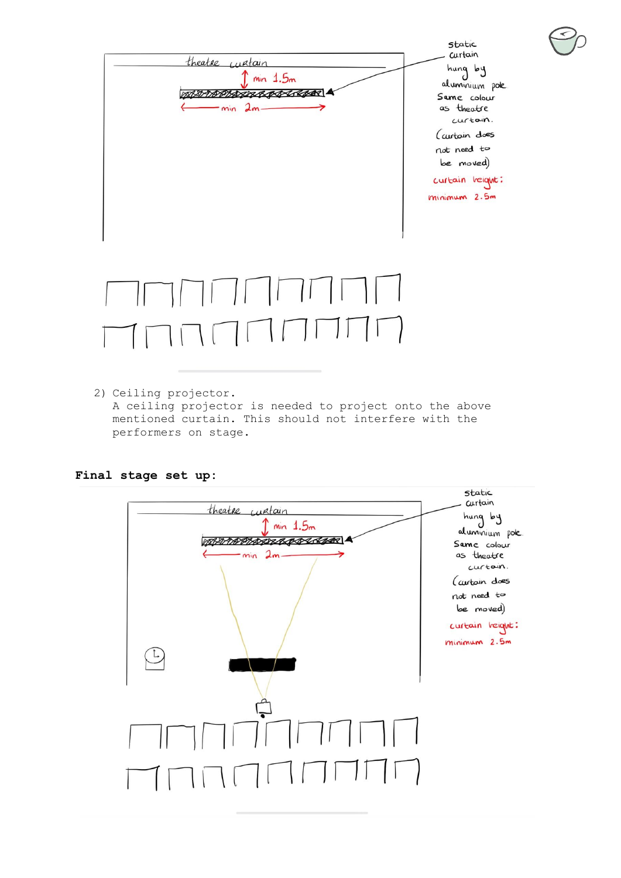theatre curtain

min 1.5m

min 2m

static curtain hung by aluminium pole. Same colour as theatre curtain. (curtain does not need to be moved)

curtain height: minimum 2.5m

2) Ceiling projector.
   A ceiling projector is needed to project onto the above mentioned curtain. This should not interfere with the performers on stage.

**Final stage set up:**

theatre curtain

min 1.5m

min 2m

static curtain hung by aluminium pole. Same colour as theatre curtain. (curtain does not need to be moved)

curtain height: minimum 2.5m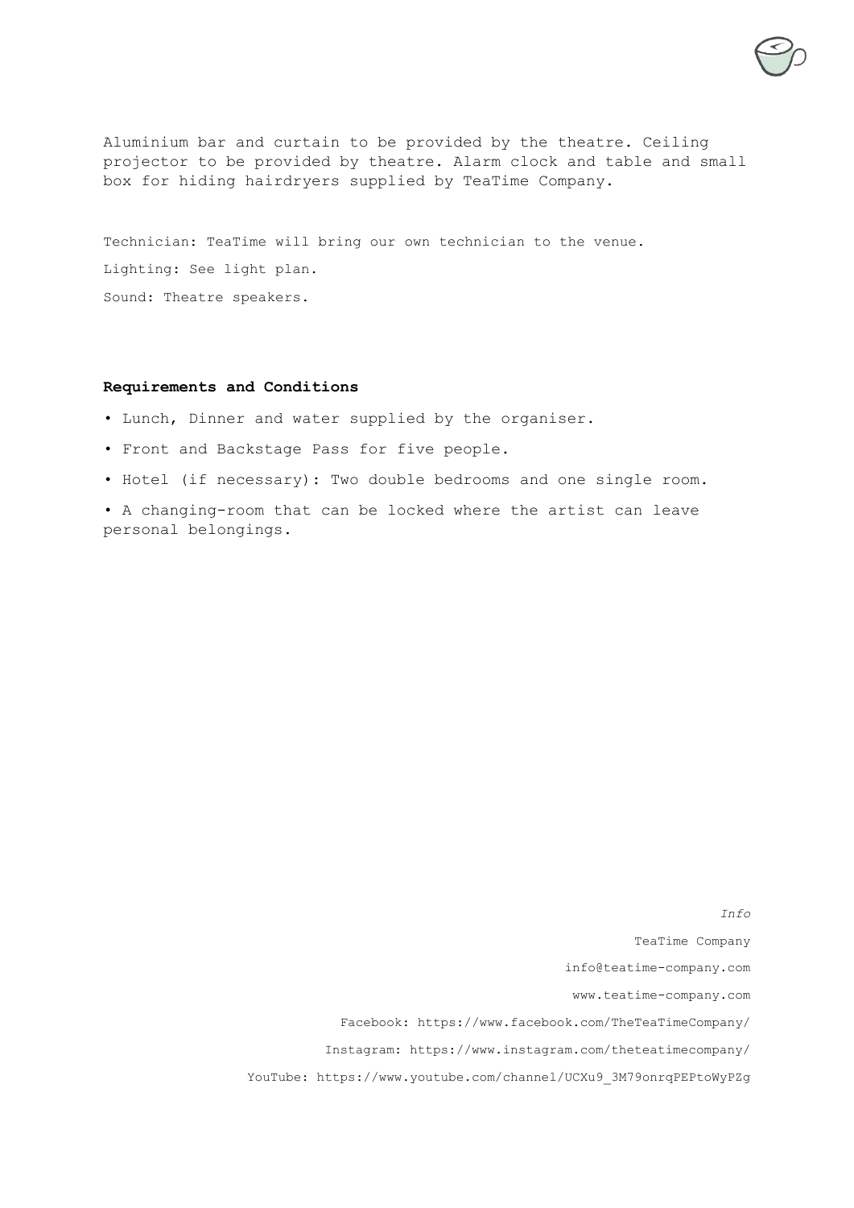Aluminium bar and curtain to be provided by the theatre. Ceiling projector to be provided by theatre. Alarm clock and table and small box for hiding hairdryers supplied by TeaTime Company.

Technician: TeaTime will bring our own technician to the venue.

Lighting: See light plan.

Sound: Theatre speakers.

**Requirements and Conditions**

- Lunch, Dinner and water supplied by the organiser.
- Front and Backstage Pass for five people.
- Hotel (if necessary): Two double bedrooms and one single room.
- A changing-room that can be locked where the artist can leave personal belongings.

*Info*

TeaTime Company

info@teatime-company.com

www.teatime-company.com

Facebook: https://www.facebook.com/TheTeaTimeCompany/

Instagram: https://www.instagram.com/theteatimecompany/

YouTube: https://www.youtube.com/channel/UCXu9_3M79onrqPEPtoWyPZg